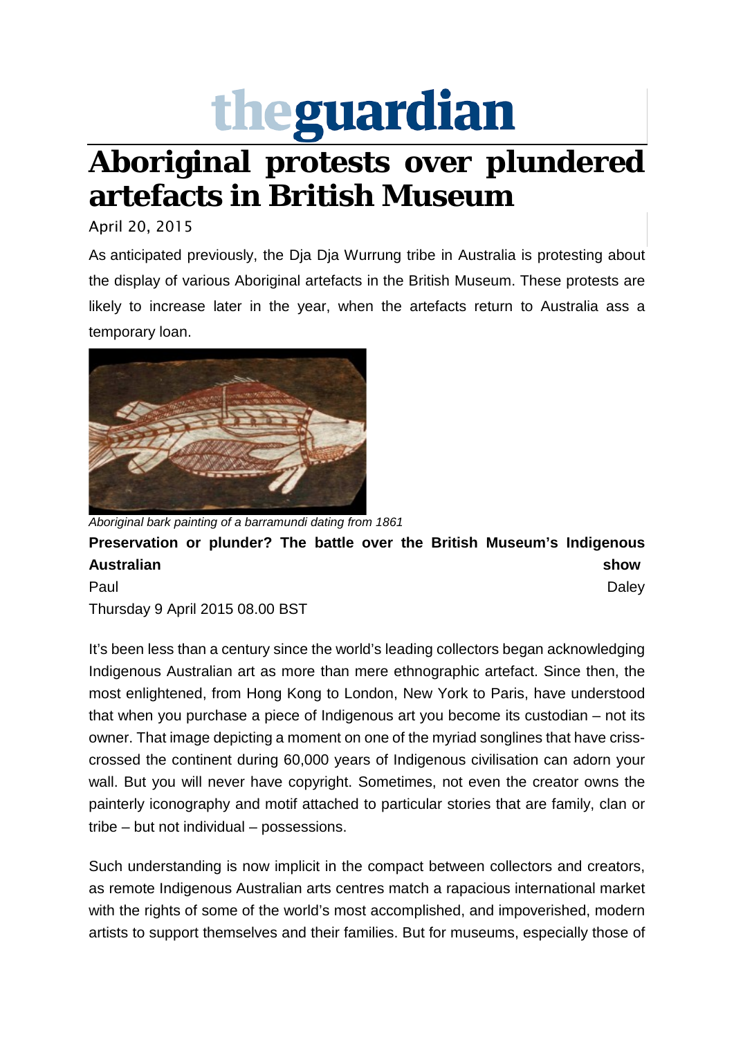# theguardian

# Aboriginal protests over plundered artefacts in British Museum

April 20, 2015

As anticipated previously, the Dja Dja Wurrung tribe in Australia is protesting about the display of various Aboriginal artefacts in the British Museum. These protests are likely to increase later in the year, when the artefacts return to Australia ass a temporary loan.

*Aboriginal bark painting of a barramundi dating from 1861*

**Preservation or plunder? The battle over the British Museum's Indigenous Australian show**

Paul Daley

Thursday 9 April 2015 08.00 BST

It's been less than a century since the world's leading collectors began acknowledging Indigenous Australian art as more than mere ethnographic artefact. Since then, the most enlightened, from Hong Kong to London, New York to Paris, have understood that when you purchase a piece of Indigenous art you become its custodian – not its owner. That image depicting a moment on one of the myriad songlines that have criss-crossed the continent during 60,000 years of Indigenous civilisation can adorn your wall. But you will never have copyright. Sometimes, not even the creator owns the painterly iconography and motif attached to particular stories that are family, clan or tribe – but not individual – possessions.

Such understanding is now implicit in the compact between collectors and creators, as remote Indigenous Australian arts centres match a rapacious international market with the rights of some of the world's most accomplished, and impoverished, modern artists to support themselves and their families. But for museums, especially those of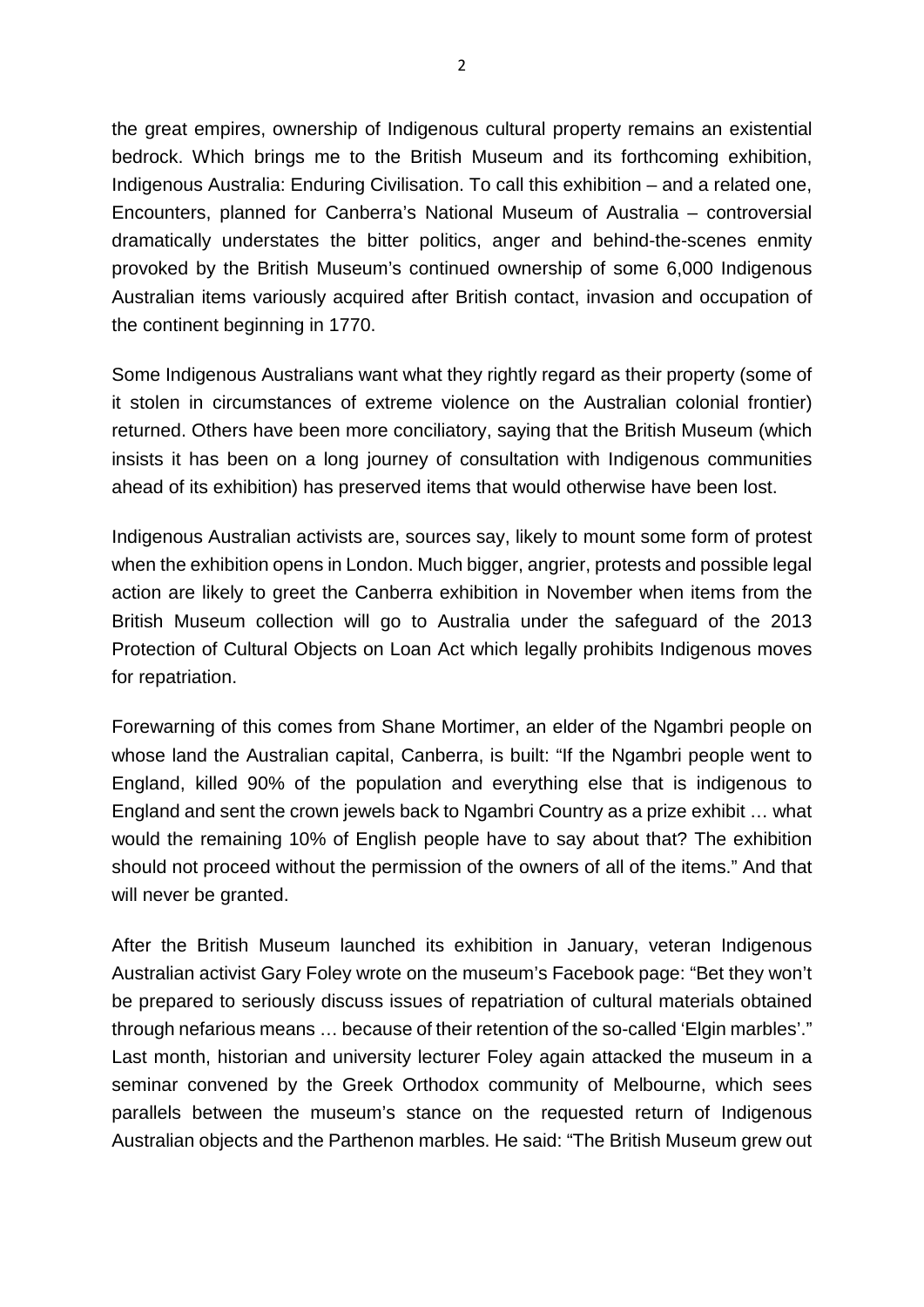the great empires, ownership of Indigenous cultural property remains an existential bedrock. Which brings me to the British Museum and its forthcoming exhibition, Indigenous Australia: Enduring Civilisation. To call this exhibition – and a related one, Encounters, planned for Canberra's National Museum of Australia – controversial dramatically understates the bitter politics, anger and behind-the-scenes enmity provoked by the British Museum's continued ownership of some 6,000 Indigenous Australian items variously acquired after British contact, invasion and occupation of the continent beginning in 1770.

Some Indigenous Australians want what they rightly regard as their property (some of it stolen in circumstances of extreme violence on the Australian colonial frontier) returned. Others have been more conciliatory, saying that the British Museum (which insists it has been on a long journey of consultation with Indigenous communities ahead of its exhibition) has preserved items that would otherwise have been lost.

Indigenous Australian activists are, sources say, likely to mount some form of protest when the exhibition opens in London. Much bigger, angrier, protests and possible legal action are likely to greet the Canberra exhibition in November when items from the British Museum collection will go to Australia under the safeguard of the 2013 Protection of Cultural Objects on Loan Act which legally prohibits Indigenous moves for repatriation.

Forewarning of this comes from Shane Mortimer, an elder of the Ngambri people on whose land the Australian capital, Canberra, is built: "If the Ngambri people went to England, killed 90% of the population and everything else that is indigenous to England and sent the crown jewels back to Ngambri Country as a prize exhibit … what would the remaining 10% of English people have to say about that? The exhibition should not proceed without the permission of the owners of all of the items." And that will never be granted.

After the British Museum launched its exhibition in January, veteran Indigenous Australian activist Gary Foley wrote on the museum's Facebook page: "Bet they won't be prepared to seriously discuss issues of repatriation of cultural materials obtained through nefarious means … because of their retention of the so-called 'Elgin marbles'." Last month, historian and university lecturer Foley again attacked the museum in a seminar convened by the Greek Orthodox community of Melbourne, which sees parallels between the museum's stance on the requested return of Indigenous Australian objects and the Parthenon marbles. He said: "The British Museum grew out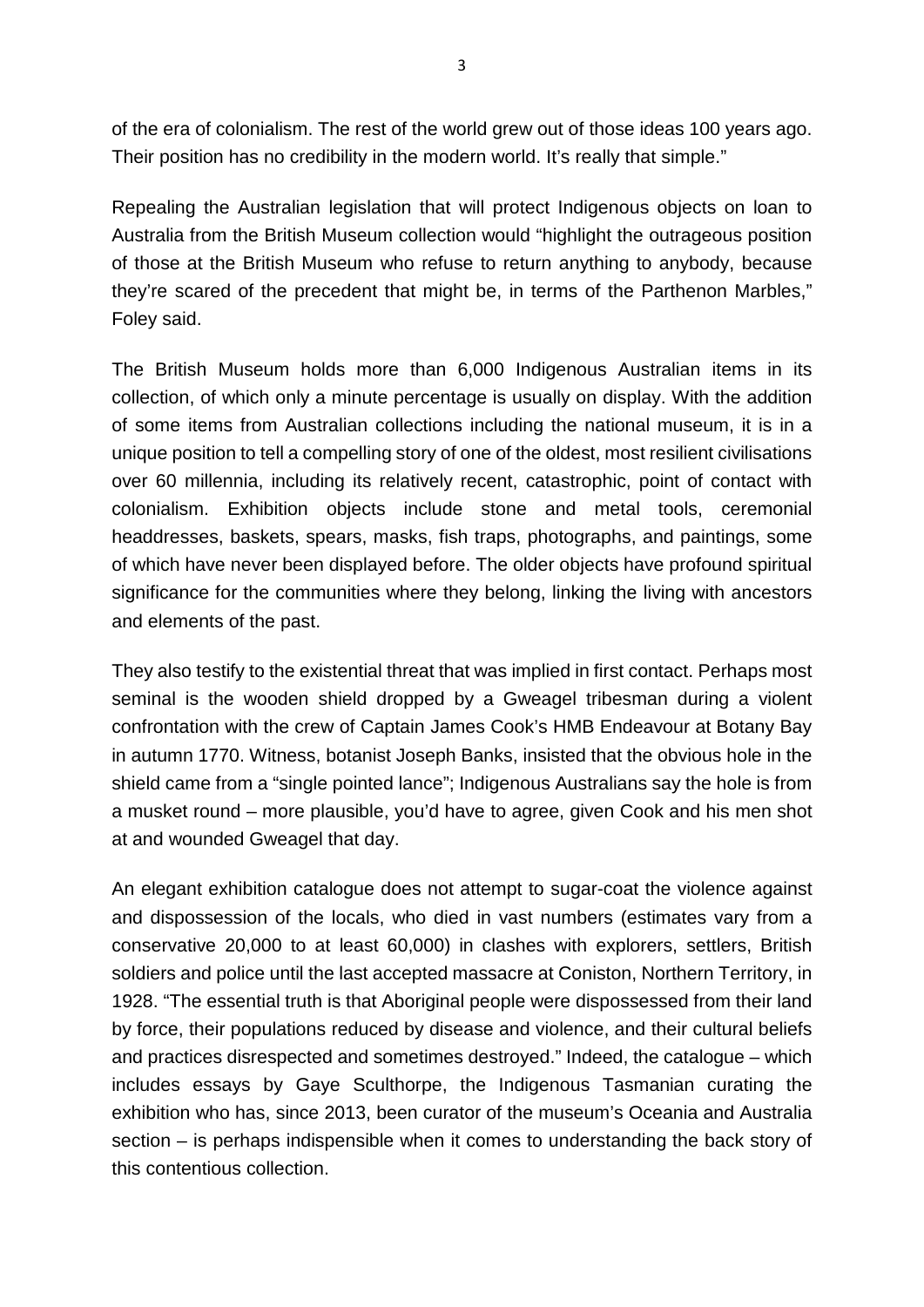of the era of colonialism. The rest of the world grew out of those ideas 100 years ago. Their position has no credibility in the modern world. It's really that simple."

Repealing the Australian legislation that will protect Indigenous objects on loan to Australia from the British Museum collection would "highlight the outrageous position of those at the British Museum who refuse to return anything to anybody, because they're scared of the precedent that might be, in terms of the Parthenon Marbles," Foley said.

The British Museum holds more than 6,000 Indigenous Australian items in its collection, of which only a minute percentage is usually on display. With the addition of some items from Australian collections including the national museum, it is in a unique position to tell a compelling story of one of the oldest, most resilient civilisations over 60 millennia, including its relatively recent, catastrophic, point of contact with colonialism. Exhibition objects include stone and metal tools, ceremonial headdresses, baskets, spears, masks, fish traps, photographs, and paintings, some of which have never been displayed before. The older objects have profound spiritual significance for the communities where they belong, linking the living with ancestors and elements of the past.

They also testify to the existential threat that was implied in first contact. Perhaps most seminal is the wooden shield dropped by a Gweagel tribesman during a violent confrontation with the crew of Captain James Cook's HMB Endeavour at Botany Bay in autumn 1770. Witness, botanist Joseph Banks, insisted that the obvious hole in the shield came from a "single pointed lance"; Indigenous Australians say the hole is from a musket round – more plausible, you'd have to agree, given Cook and his men shot at and wounded Gweagel that day.

An elegant exhibition catalogue does not attempt to sugar-coat the violence against and dispossession of the locals, who died in vast numbers (estimates vary from a conservative 20,000 to at least 60,000) in clashes with explorers, settlers, British soldiers and police until the last accepted massacre at Coniston, Northern Territory, in 1928. "The essential truth is that Aboriginal people were dispossessed from their land by force, their populations reduced by disease and violence, and their cultural beliefs and practices disrespected and sometimes destroyed." Indeed, the catalogue – which includes essays by Gaye Sculthorpe, the Indigenous Tasmanian curating the exhibition who has, since 2013, been curator of the museum's Oceania and Australia section – is perhaps indispensible when it comes to understanding the back story of this contentious collection.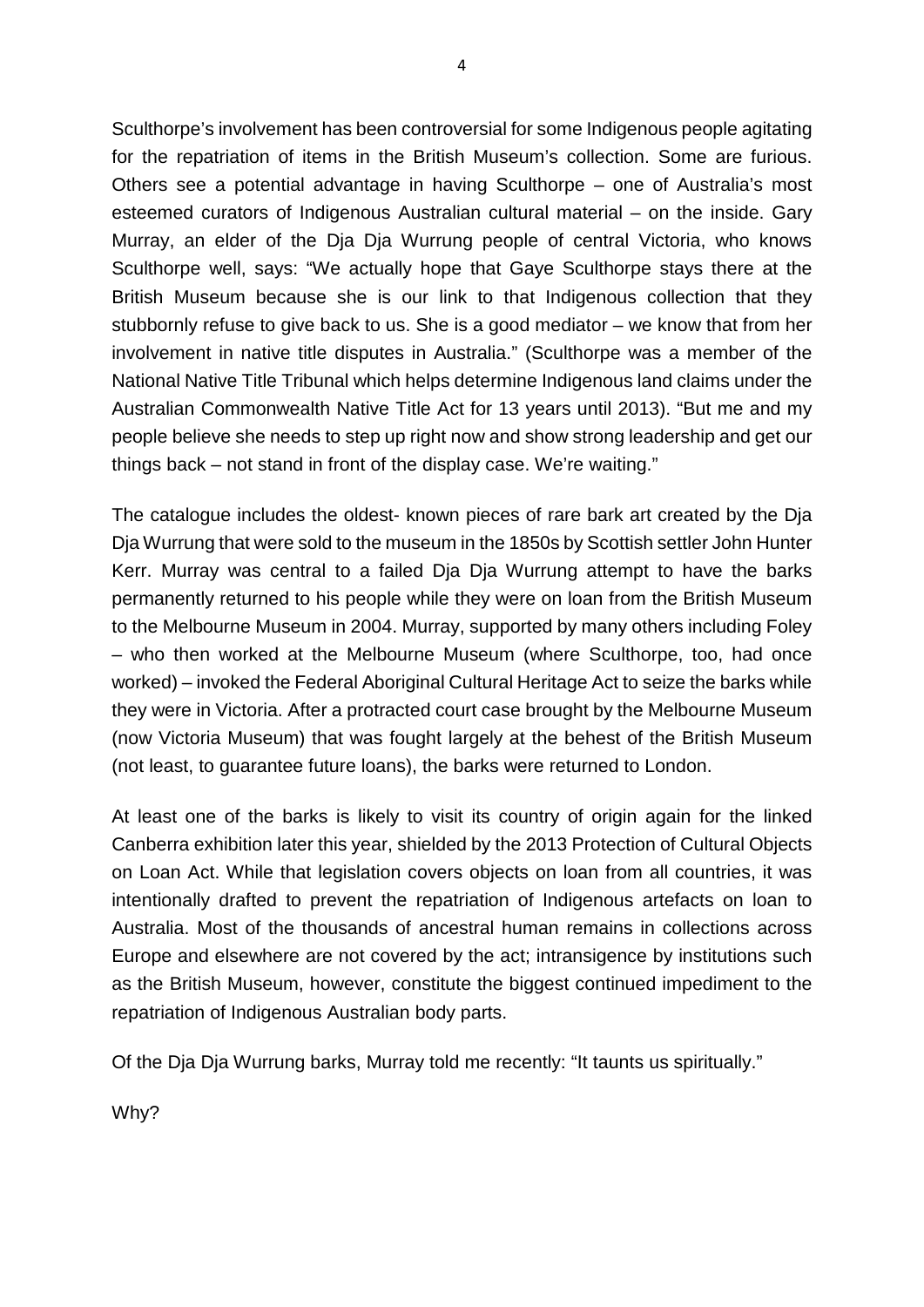Sculthorpe's involvement has been controversial for some Indigenous people agitating for the repatriation of items in the British Museum's collection. Some are furious. Others see a potential advantage in having Sculthorpe – one of Australia's most esteemed curators of Indigenous Australian cultural material – on the inside. Gary Murray, an elder of the Dja Dja Wurrung people of central Victoria, who knows Sculthorpe well, says: "We actually hope that Gaye Sculthorpe stays there at the British Museum because she is our link to that Indigenous collection that they stubbornly refuse to give back to us. She is a good mediator – we know that from her involvement in native title disputes in Australia." (Sculthorpe was a member of the National Native Title Tribunal which helps determine Indigenous land claims under the Australian Commonwealth Native Title Act for 13 years until 2013). "But me and my people believe she needs to step up right now and show strong leadership and get our things back – not stand in front of the display case. We're waiting."

The catalogue includes the oldest- known pieces of rare bark art created by the Dja Dja Wurrung that were sold to the museum in the 1850s by Scottish settler John Hunter Kerr. Murray was central to a failed Dja Dja Wurrung attempt to have the barks permanently returned to his people while they were on loan from the British Museum to the Melbourne Museum in 2004. Murray, supported by many others including Foley – who then worked at the Melbourne Museum (where Sculthorpe, too, had once worked) – invoked the Federal Aboriginal Cultural Heritage Act to seize the barks while they were in Victoria. After a protracted court case brought by the Melbourne Museum (now Victoria Museum) that was fought largely at the behest of the British Museum (not least, to guarantee future loans), the barks were returned to London.

At least one of the barks is likely to visit its country of origin again for the linked Canberra exhibition later this year, shielded by the 2013 Protection of Cultural Objects on Loan Act. While that legislation covers objects on loan from all countries, it was intentionally drafted to prevent the repatriation of Indigenous artefacts on loan to Australia. Most of the thousands of ancestral human remains in collections across Europe and elsewhere are not covered by the act; intransigence by institutions such as the British Museum, however, constitute the biggest continued impediment to the repatriation of Indigenous Australian body parts.

Of the Dja Dja Wurrung barks, Murray told me recently: "It taunts us spiritually."

Why?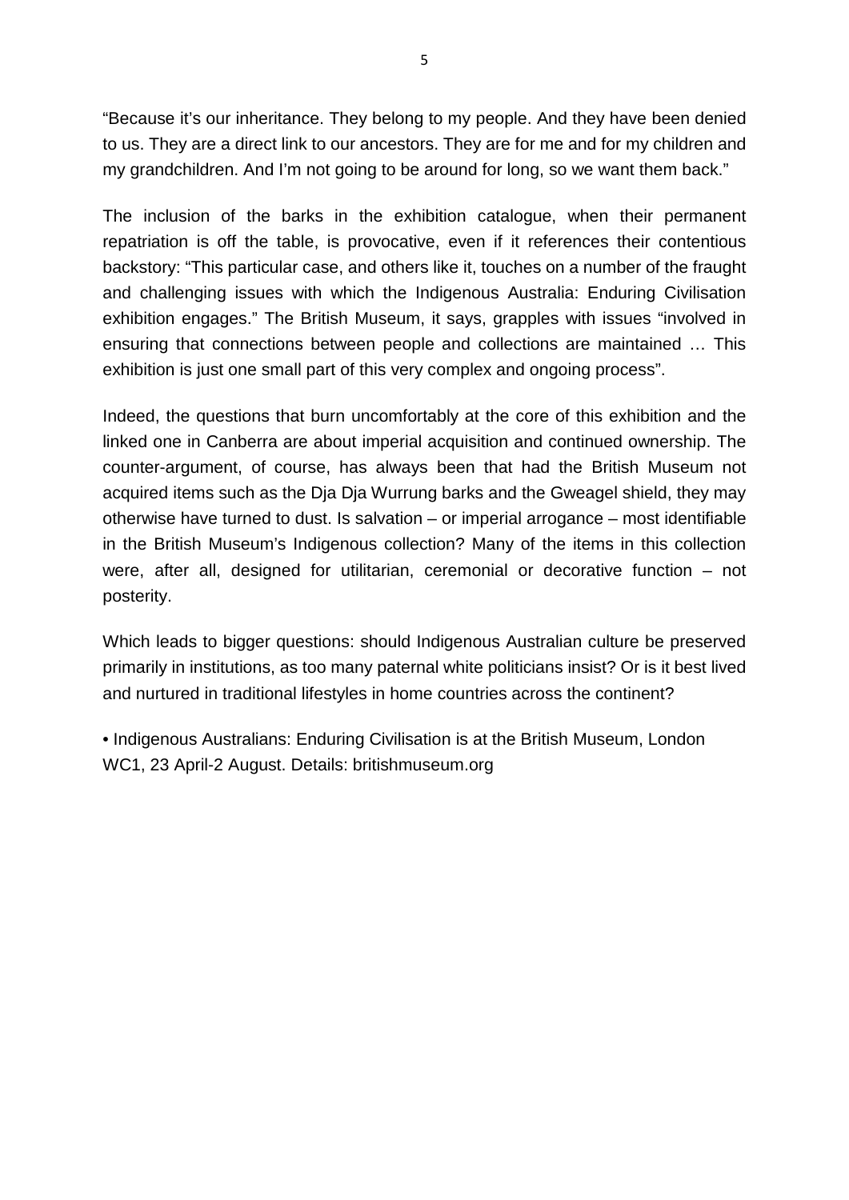“Because it’s our inheritance. They belong to my people. And they have been denied to us. They are a direct link to our ancestors. They are for me and for my children and my grandchildren. And I’m not going to be around for long, so we want them back.”

The inclusion of the barks in the exhibition catalogue, when their permanent repatriation is off the table, is provocative, even if it references their contentious backstory: “This particular case, and others like it, touches on a number of the fraught and challenging issues with which the Indigenous Australia: Enduring Civilisation exhibition engages.” The British Museum, it says, grapples with issues “involved in ensuring that connections between people and collections are maintained … This exhibition is just one small part of this very complex and ongoing process”.

Indeed, the questions that burn uncomfortably at the core of this exhibition and the linked one in Canberra are about imperial acquisition and continued ownership. The counter-argument, of course, has always been that had the British Museum not acquired items such as the Dja Dja Wurrung barks and the Gweagel shield, they may otherwise have turned to dust. Is salvation – or imperial arrogance – most identifiable in the British Museum’s Indigenous collection? Many of the items in this collection were, after all, designed for utilitarian, ceremonial or decorative function – not posterity.

Which leads to bigger questions: should Indigenous Australian culture be preserved primarily in institutions, as too many paternal white politicians insist? Or is it best lived and nurtured in traditional lifestyles in home countries across the continent?

• Indigenous Australians: Enduring Civilisation is at the British Museum, London WC1, 23 April-2 August. Details: britishmuseum.org